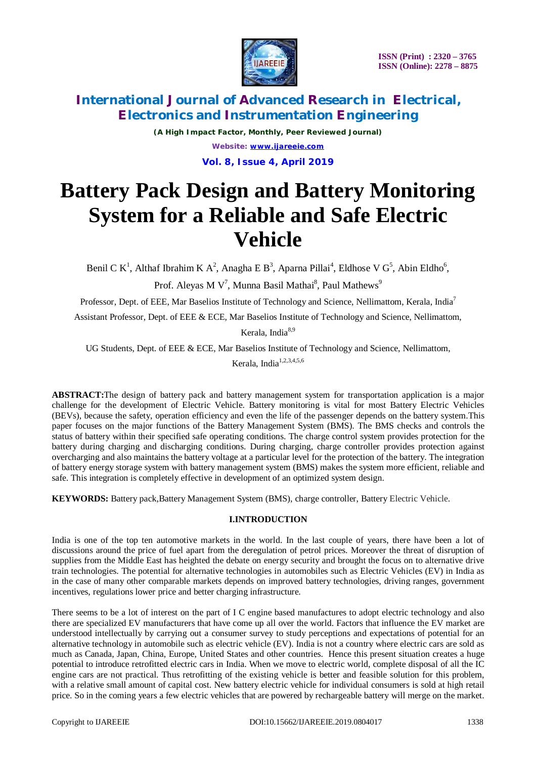# Battery Pack Design and Battery Monitoring System for a Reliable and Safe Electric Vehicle

Benil C K[1], Althaf Ibrahim K A[2], Anagha E B[3], Aparna Pillai[4], Eldhose V G[5], Abin Eldho[6], Prof. Aleyas M V[7], Munna Basil Mathai[8], Paul Mathews[9]

Professor, Dept. of EEE, Mar Baselios Institute of Technology and Science, Nellimattom, Kerala, India[7]

Assistant Professor, Dept. of EEE & ECE, Mar Baselios Institute of Technology and Science, Nellimattom, Kerala, India[8,9]

UG Students, Dept. of EEE & ECE, Mar Baselios Institute of Technology and Science, Nellimattom, Kerala, India[1,2,3,4,5,6]

**ABSTRACT:** The design of battery pack and battery management system for transportation application is a major challenge for the development of Electric Vehicle. Battery monitoring is vital for most Battery Electric Vehicles (BEVs), because the safety, operation efficiency and even the life of the passenger depends on the battery system. This paper focuses on the major functions of the Battery Management System (BMS). The BMS checks and controls the status of battery within their specified safe operating conditions. The charge control system provides protection for the battery during charging and discharging conditions. During charging, charge controller provides protection against overcharging and also maintains the battery voltage at a particular level for the protection of the battery. The integration of battery energy storage system with battery management system (BMS) makes the system more efficient, reliable and safe. This integration is completely effective in development of an optimized system design.

**KEYWORDS:** Battery pack, Battery Management System (BMS), charge controller, Battery Electric Vehicle.

## I. INTRODUCTION

India is one of the top ten automotive markets in the world. In the last couple of years, there have been a lot of discussions around the price of fuel apart from the deregulation of petrol prices. Moreover the threat of disruption of supplies from the Middle East has heighted the debate on energy security and brought the focus on to alternative drive train technologies. The potential for alternative technologies in automobiles such as Electric Vehicles (EV) in India as in the case of many other comparable markets depends on improved battery technologies, driving ranges, government incentives, regulations lower price and better charging infrastructure.

There seems to be a lot of interest on the part of I C engine based manufactures to adopt electric technology and also there are specialized EV manufacturers that have come up all over the world. Factors that influence the EV market are understood intellectually by carrying out a consumer survey to study perceptions and expectations of potential for an alternative technology in automobile such as electric vehicle (EV). India is not a country where electric cars are sold as much as Canada, Japan, China, Europe, United States and other countries. Hence this present situation creates a huge potential to introduce retrofitted electric cars in India. When we move to electric world, complete disposal of all the IC engine cars are not practical. Thus retrofitting of the existing vehicle is better and feasible solution for this problem, with a relative small amount of capital cost. New battery electric vehicle for individual consumers is sold at high retail price. So in the coming years a few electric vehicles that are powered by rechargeable battery will merge on the market.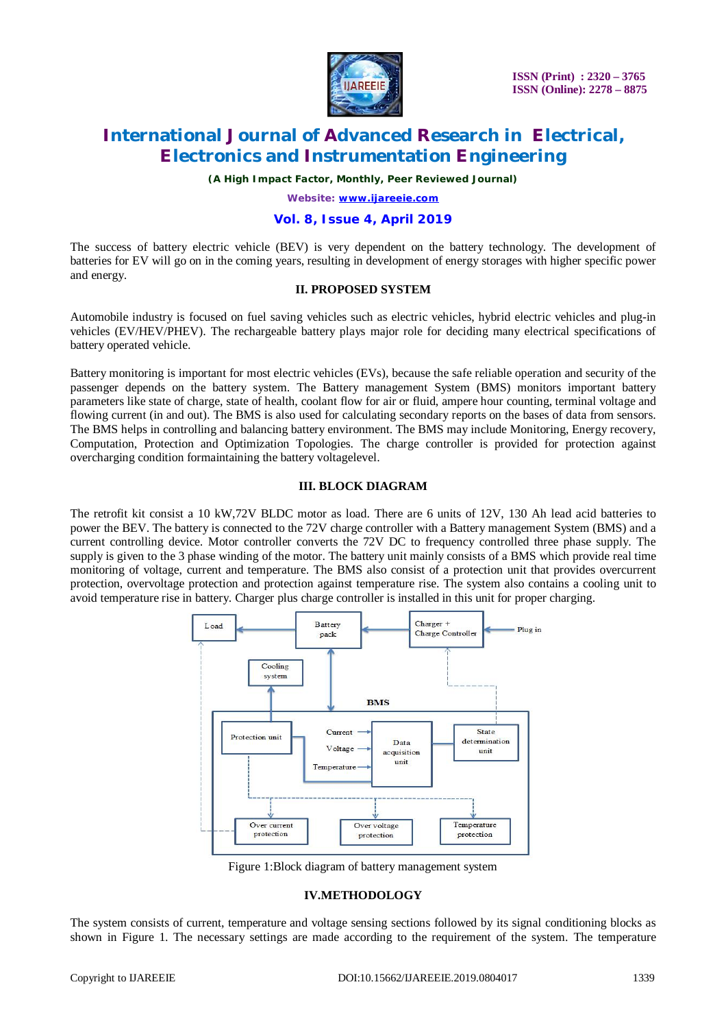The success of battery electric vehicle (BEV) is very dependent on the battery technology. The development of batteries for EV will go on in the coming years, resulting in development of energy storages with higher specific power and energy.

## II. PROPOSED SYSTEM

Automobile industry is focused on fuel saving vehicles such as electric vehicles, hybrid electric vehicles and plug-in vehicles (EV/HEV/PHEV). The rechargeable battery plays major role for deciding many electrical specifications of battery operated vehicle.

Battery monitoring is important for most electric vehicles (EVs), because the safe reliable operation and security of the passenger depends on the battery system. The Battery management System (BMS) monitors important battery parameters like state of charge, state of health, coolant flow for air or fluid, ampere hour counting, terminal voltage and flowing current (in and out). The BMS is also used for calculating secondary reports on the bases of data from sensors. The BMS helps in controlling and balancing battery environment. The BMS may include Monitoring, Energy recovery, Computation, Protection and Optimization Topologies. The charge controller is provided for protection against overcharging condition formaintaining the battery voltagelevel.

## III. BLOCK DIAGRAM

The retrofit kit consist a 10 kW,72V BLDC motor as load. There are 6 units of 12V, 130 Ah lead acid batteries to power the BEV. The battery is connected to the 72V charge controller with a Battery management System (BMS) and a current controlling device. Motor controller converts the 72V DC to frequency controlled three phase supply. The supply is given to the 3 phase winding of the motor. The battery unit mainly consists of a BMS which provide real time monitoring of voltage, current and temperature. The BMS also consist of a protection unit that provides overcurrent protection, overvoltage protection and protection against temperature rise. The system also contains a cooling unit to avoid temperature rise in battery. Charger plus charge controller is installed in this unit for proper charging.

Load | Battery pack | Charger + Charge Controller | Plug in | Cooling system | BMS | Protection unit | Current | Voltage | Temperature | Data acquisition unit | State determination unit | Over current protection | Over voltage protection | Temperature protection

Figure 1:Block diagram of battery management system

## IV.METHODOLOGY

The system consists of current, temperature and voltage sensing sections followed by its signal conditioning blocks as shown in Figure 1. The necessary settings are made according to the requirement of the system. The temperature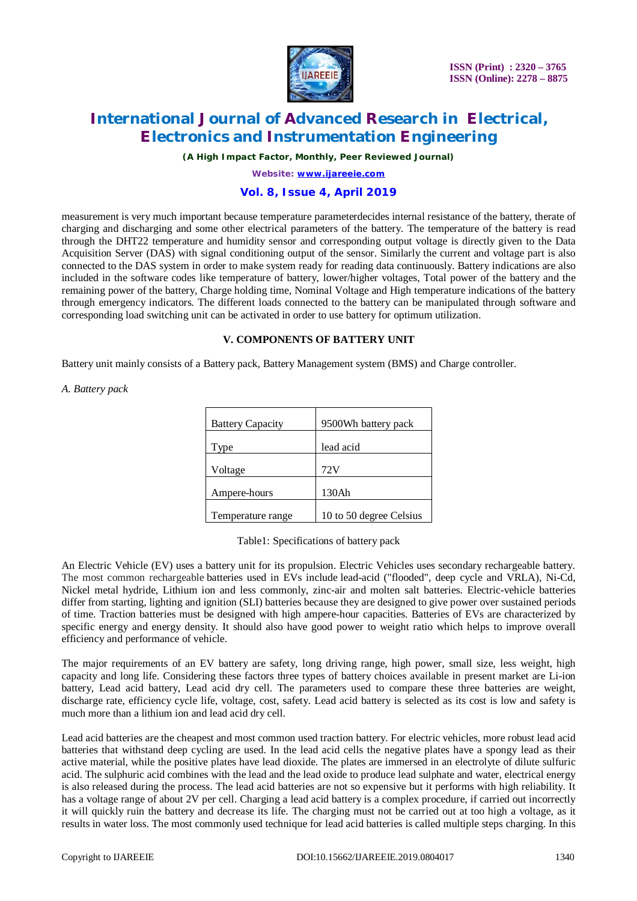measurement is very much important because temperature parameterdecides internal resistance of the battery, therate of charging and discharging and some other electrical parameters of the battery. The temperature of the battery is read through the DHT22 temperature and humidity sensor and corresponding output voltage is directly given to the Data Acquisition Server (DAS) with signal conditioning output of the sensor. Similarly the current and voltage part is also connected to the DAS system in order to make system ready for reading data continuously. Battery indications are also included in the software codes like temperature of battery, lower/higher voltages, Total power of the battery and the remaining power of the battery, Charge holding time, Nominal Voltage and High temperature indications of the battery through emergency indicators. The different loads connected to the battery can be manipulated through software and corresponding load switching unit can be activated in order to use battery for optimum utilization.

## V. COMPONENTS OF BATTERY UNIT

Battery unit mainly consists of a Battery pack, Battery Management system (BMS) and Charge controller.

*A. Battery pack*

| Battery Capacity | 9500Wh battery pack |
|---|---|
| Type | lead acid |
| Voltage | 72V |
| Ampere-hours | 130Ah |
| Temperature range | 10 to 50 degree Celsius |

Table1: Specifications of battery pack

An Electric Vehicle (EV) uses a battery unit for its propulsion. Electric Vehicles uses secondary rechargeable battery. The most common rechargeable batteries used in EVs include lead-acid ("flooded", deep cycle and VRLA), Ni-Cd, Nickel metal hydride, Lithium ion and less commonly, zinc-air and molten salt batteries. Electric-vehicle batteries differ from starting, lighting and ignition (SLI) batteries because they are designed to give power over sustained periods of time. Traction batteries must be designed with high ampere-hour capacities. Batteries of EVs are characterized by specific energy and energy density. It should also have good power to weight ratio which helps to improve overall efficiency and performance of vehicle.

The major requirements of an EV battery are safety, long driving range, high power, small size, less weight, high capacity and long life. Considering these factors three types of battery choices available in present market are Li-ion battery, Lead acid battery, Lead acid dry cell. The parameters used to compare these three batteries are weight, discharge rate, efficiency cycle life, voltage, cost, safety. Lead acid battery is selected as its cost is low and safety is much more than a lithium ion and lead acid dry cell.

Lead acid batteries are the cheapest and most common used traction battery. For electric vehicles, more robust lead acid batteries that withstand deep cycling are used. In the lead acid cells the negative plates have a spongy lead as their active material, while the positive plates have lead dioxide. The plates are immersed in an electrolyte of dilute sulfuric acid. The sulphuric acid combines with the lead and the lead oxide to produce lead sulphate and water, electrical energy is also released during the process. The lead acid batteries are not so expensive but it performs with high reliability. It has a voltage range of about 2V per cell. Charging a lead acid battery is a complex procedure, if carried out incorrectly it will quickly ruin the battery and decrease its life. The charging must not be carried out at too high a voltage, as it results in water loss. The most commonly used technique for lead acid batteries is called multiple steps charging. In this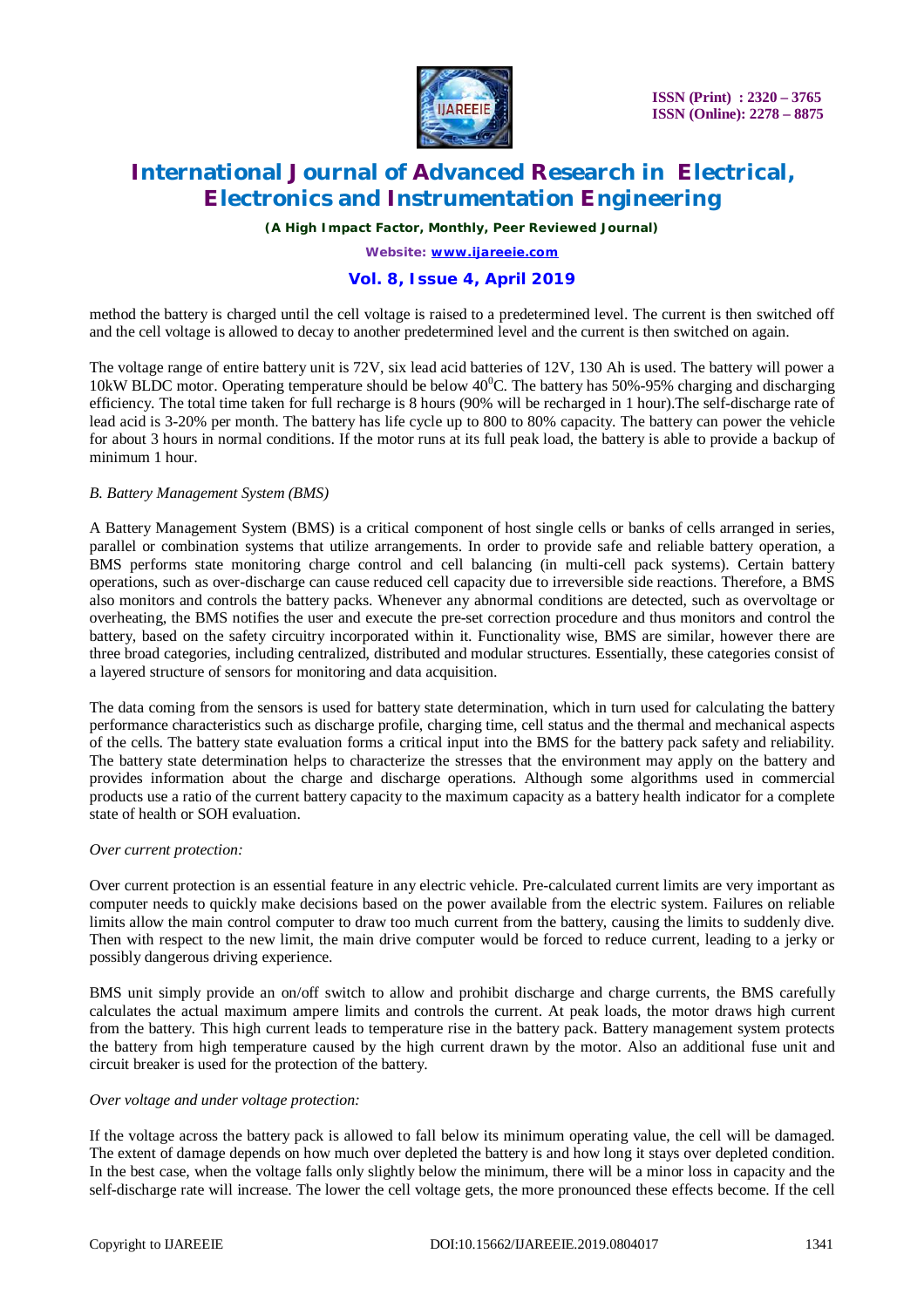method the battery is charged until the cell voltage is raised to a predetermined level. The current is then switched off and the cell voltage is allowed to decay to another predetermined level and the current is then switched on again.

The voltage range of entire battery unit is 72V, six lead acid batteries of 12V, 130 Ah is used. The battery will power a 10kW BLDC motor. Operating temperature should be below $40^0$C. The battery has 50%-95% charging and discharging efficiency. The total time taken for full recharge is 8 hours (90% will be recharged in 1 hour).The self-discharge rate of lead acid is 3-20% per month. The battery has life cycle up to 800 to 80% capacity. The battery can power the vehicle for about 3 hours in normal conditions. If the motor runs at its full peak load, the battery is able to provide a backup of minimum 1 hour.

*B. Battery Management System (BMS)*

A Battery Management System (BMS) is a critical component of host single cells or banks of cells arranged in series, parallel or combination systems that utilize arrangements. In order to provide safe and reliable battery operation, a BMS performs state monitoring charge control and cell balancing (in multi-cell pack systems). Certain battery operations, such as over-discharge can cause reduced cell capacity due to irreversible side reactions. Therefore, a BMS also monitors and controls the battery packs. Whenever any abnormal conditions are detected, such as overvoltage or overheating, the BMS notifies the user and execute the pre-set correction procedure and thus monitors and control the battery, based on the safety circuitry incorporated within it. Functionality wise, BMS are similar, however there are three broad categories, including centralized, distributed and modular structures. Essentially, these categories consist of a layered structure of sensors for monitoring and data acquisition.

The data coming from the sensors is used for battery state determination, which in turn used for calculating the battery performance characteristics such as discharge profile, charging time, cell status and the thermal and mechanical aspects of the cells. The battery state evaluation forms a critical input into the BMS for the battery pack safety and reliability. The battery state determination helps to characterize the stresses that the environment may apply on the battery and provides information about the charge and discharge operations. Although some algorithms used in commercial products use a ratio of the current battery capacity to the maximum capacity as a battery health indicator for a complete state of health or SOH evaluation.

*Over current protection:*

Over current protection is an essential feature in any electric vehicle. Pre-calculated current limits are very important as computer needs to quickly make decisions based on the power available from the electric system. Failures on reliable limits allow the main control computer to draw too much current from the battery, causing the limits to suddenly dive. Then with respect to the new limit, the main drive computer would be forced to reduce current, leading to a jerky or possibly dangerous driving experience.

BMS unit simply provide an on/off switch to allow and prohibit discharge and charge currents, the BMS carefully calculates the actual maximum ampere limits and controls the current. At peak loads, the motor draws high current from the battery. This high current leads to temperature rise in the battery pack. Battery management system protects the battery from high temperature caused by the high current drawn by the motor. Also an additional fuse unit and circuit breaker is used for the protection of the battery.

*Over voltage and under voltage protection:*

If the voltage across the battery pack is allowed to fall below its minimum operating value, the cell will be damaged. The extent of damage depends on how much over depleted the battery is and how long it stays over depleted condition. In the best case, when the voltage falls only slightly below the minimum, there will be a minor loss in capacity and the self-discharge rate will increase. The lower the cell voltage gets, the more pronounced these effects become. If the cell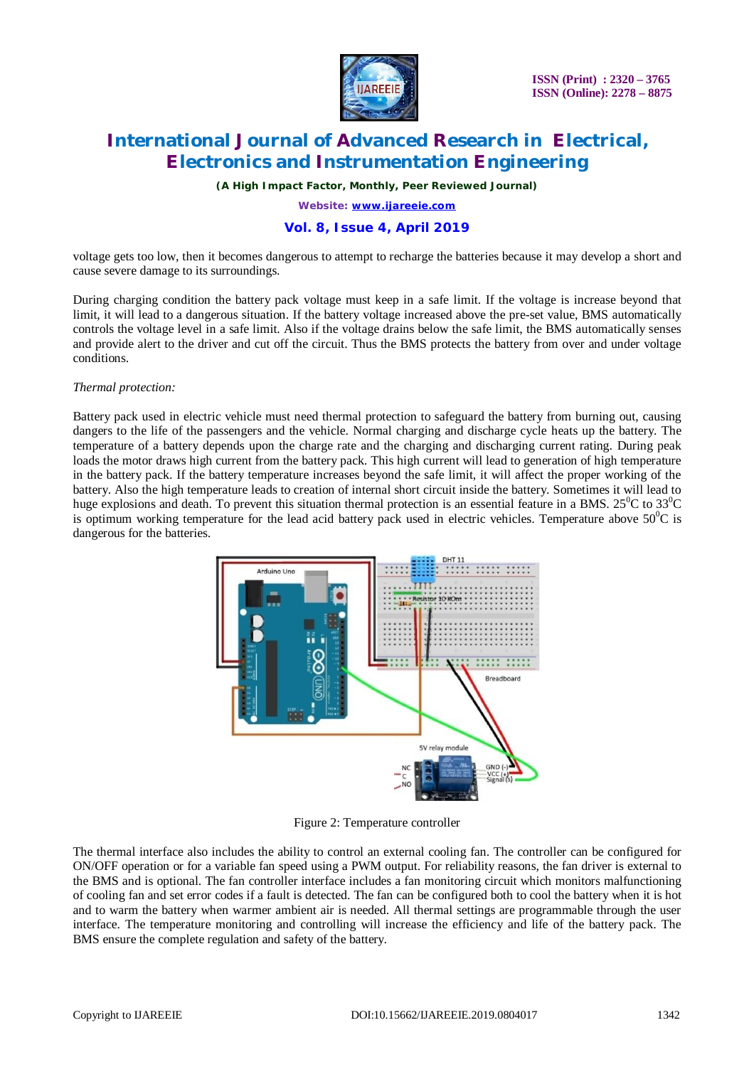voltage gets too low, then it becomes dangerous to attempt to recharge the batteries because it may develop a short and cause severe damage to its surroundings.

During charging condition the battery pack voltage must keep in a safe limit. If the voltage is increase beyond that limit, it will lead to a dangerous situation. If the battery voltage increased above the pre-set value, BMS automatically controls the voltage level in a safe limit. Also if the voltage drains below the safe limit, the BMS automatically senses and provide alert to the driver and cut off the circuit. Thus the BMS protects the battery from over and under voltage conditions.

*Thermal protection:*

Battery pack used in electric vehicle must need thermal protection to safeguard the battery from burning out, causing dangers to the life of the passengers and the vehicle. Normal charging and discharge cycle heats up the battery. The temperature of a battery depends upon the charge rate and the charging and discharging current rating. During peak loads the motor draws high current from the battery pack. This high current will lead to generation of high temperature in the battery pack. If the battery temperature increases beyond the safe limit, it will affect the proper working of the battery. Also the high temperature leads to creation of internal short circuit inside the battery. Sometimes it will lead to huge explosions and death. To prevent this situation thermal protection is an essential feature in a BMS. $25^0$C to $33^0$C is optimum working temperature for the lead acid battery pack used in electric vehicles. Temperature above $50^0$C is dangerous for the batteries.

Figure 2: Temperature controller

The thermal interface also includes the ability to control an external cooling fan. The controller can be configured for ON/OFF operation or for a variable fan speed using a PWM output. For reliability reasons, the fan driver is external to the BMS and is optional. The fan controller interface includes a fan monitoring circuit which monitors malfunctioning of cooling fan and set error codes if a fault is detected. The fan can be configured both to cool the battery when it is hot and to warm the battery when warmer ambient air is needed. All thermal settings are programmable through the user interface. The temperature monitoring and controlling will increase the efficiency and life of the battery pack. The BMS ensure the complete regulation and safety of the battery.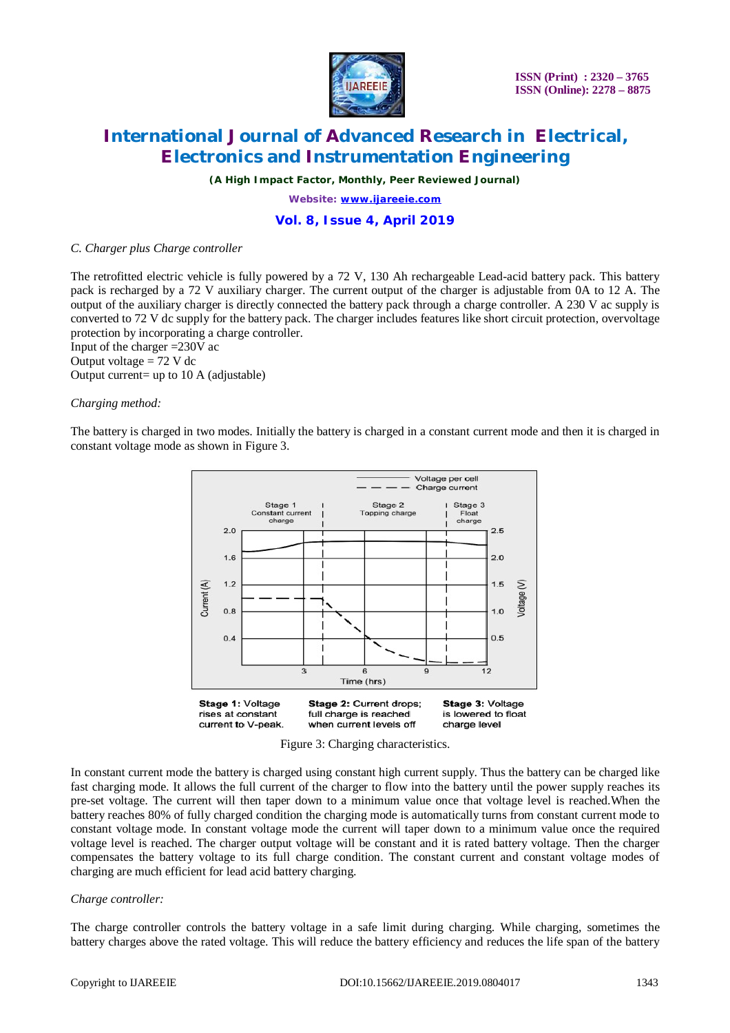*C. Charger plus Charge controller*

The retrofitted electric vehicle is fully powered by a 72 V, 130 Ah rechargeable Lead-acid battery pack. This battery pack is recharged by a 72 V auxiliary charger. The current output of the charger is adjustable from 0A to 12 A. The output of the auxiliary charger is directly connected the battery pack through a charge controller. A 230 V ac supply is converted to 72 V dc supply for the battery pack. The charger includes features like short circuit protection, overvoltage protection by incorporating a charge controller.

Input of the charger =230V ac

Output voltage = 72 V dc

Output current= up to 10 A (adjustable)

*Charging method:*

The battery is charged in two modes. Initially the battery is charged in a constant current mode and then it is charged in constant voltage mode as shown in Figure 3.

**Stage 1:** Voltage rises at constant current to V-peak.

**Stage 2:** Current drops; full charge is reached when current levels off

**Stage 3:** Voltage is lowered to float charge level

Figure 3: Charging characteristics.

In constant current mode the battery is charged using constant high current supply. Thus the battery can be charged like fast charging mode. It allows the full current of the charger to flow into the battery until the power supply reaches its pre-set voltage. The current will then taper down to a minimum value once that voltage level is reached.When the battery reaches 80% of fully charged condition the charging mode is automatically turns from constant current mode to constant voltage mode. In constant voltage mode the current will taper down to a minimum value once the required voltage level is reached. The charger output voltage will be constant and it is rated battery voltage. Then the charger compensates the battery voltage to its full charge condition. The constant current and constant voltage modes of charging are much efficient for lead acid battery charging.

*Charge controller:*

The charge controller controls the battery voltage in a safe limit during charging. While charging, sometimes the battery charges above the rated voltage. This will reduce the battery efficiency and reduces the life span of the battery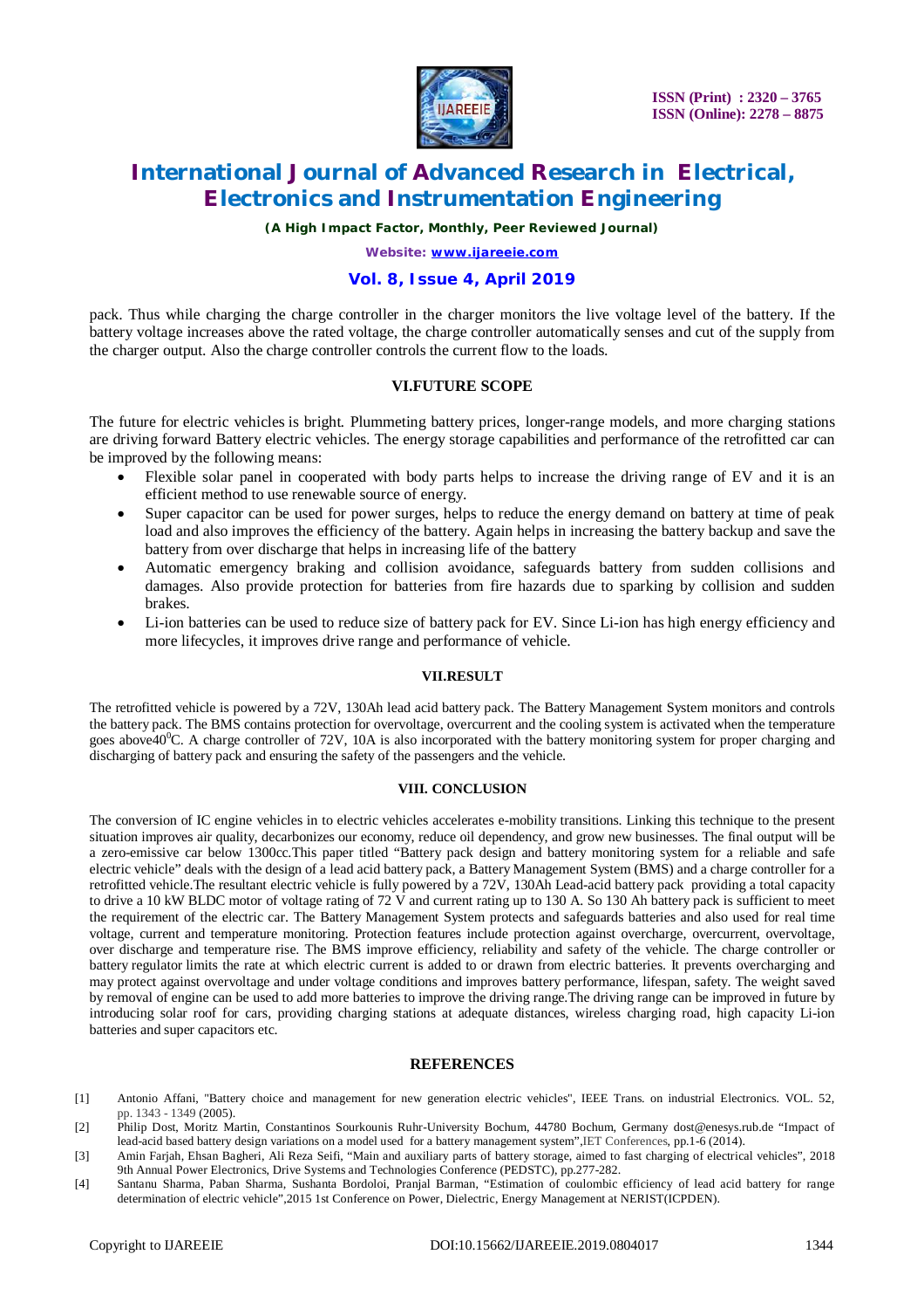pack. Thus while charging the charge controller in the charger monitors the live voltage level of the battery. If the battery voltage increases above the rated voltage, the charge controller automatically senses and cut of the supply from the charger output. Also the charge controller controls the current flow to the loads.

## VI.FUTURE SCOPE

The future for electric vehicles is bright. Plummeting battery prices, longer-range models, and more charging stations are driving forward Battery electric vehicles. The energy storage capabilities and performance of the retrofitted car can be improved by the following means:

- Flexible solar panel in cooperated with body parts helps to increase the driving range of EV and it is an efficient method to use renewable source of energy.
- Super capacitor can be used for power surges, helps to reduce the energy demand on battery at time of peak load and also improves the efficiency of the battery. Again helps in increasing the battery backup and save the battery from over discharge that helps in increasing life of the battery
- Automatic emergency braking and collision avoidance, safeguards battery from sudden collisions and damages. Also provide protection for batteries from fire hazards due to sparking by collision and sudden brakes.
- Li-ion batteries can be used to reduce size of battery pack for EV. Since Li-ion has high energy efficiency and more lifecycles, it improves drive range and performance of vehicle.

## VII.RESULT

The retrofitted vehicle is powered by a 72V, 130Ah lead acid battery pack. The Battery Management System monitors and controls the battery pack. The BMS contains protection for overvoltage, overcurrent and the cooling system is activated when the temperature goes above$40^0$C. A charge controller of 72V, 10A is also incorporated with the battery monitoring system for proper charging and discharging of battery pack and ensuring the safety of the passengers and the vehicle.

## VIII. CONCLUSION

The conversion of IC engine vehicles in to electric vehicles accelerates e-mobility transitions. Linking this technique to the present situation improves air quality, decarbonizes our economy, reduce oil dependency, and grow new businesses. The final output will be a zero-emissive car below 1300cc.This paper titled "Battery pack design and battery monitoring system for a reliable and safe electric vehicle" deals with the design of a lead acid battery pack, a Battery Management System (BMS) and a charge controller for a retrofitted vehicle.The resultant electric vehicle is fully powered by a 72V, 130Ah Lead-acid battery pack providing a total capacity to drive a 10 kW BLDC motor of voltage rating of 72 V and current rating up to 130 A. So 130 Ah battery pack is sufficient to meet the requirement of the electric car. The Battery Management System protects and safeguards batteries and also used for real time voltage, current and temperature monitoring. Protection features include protection against overcharge, overcurrent, overvoltage, over discharge and temperature rise. The BMS improve efficiency, reliability and safety of the vehicle. The charge controller or battery regulator limits the rate at which electric current is added to or drawn from electric batteries. It prevents overcharging and may protect against overvoltage and under voltage conditions and improves battery performance, lifespan, safety. The weight saved by removal of engine can be used to add more batteries to improve the driving range.The driving range can be improved in future by introducing solar roof for cars, providing charging stations at adequate distances, wireless charging road, high capacity Li-ion batteries and super capacitors etc.

## REFERENCES

[1] Antonio Affani, "Battery choice and management for new generation electric vehicles", IEEE Trans. on industrial Electronics. VOL. 52, pp. 1343 - 1349 (2005).

[2] Philip Dost, Moritz Martin, Constantinos Sourkounis Ruhr-University Bochum, 44780 Bochum, Germany dost@enesys.rub.de "Impact of lead-acid based battery design variations on a model used for a battery management system",IET Conferences, pp.1-6 (2014).

[3] Amin Farjah, Ehsan Bagheri, Ali Reza Seifi, "Main and auxiliary parts of battery storage, aimed to fast charging of electrical vehicles", 2018 9th Annual Power Electronics, Drive Systems and Technologies Conference (PEDSTC), pp.277-282.

[4] Santanu Sharma, Paban Sharma, Sushanta Bordoloi, Pranjal Barman, "Estimation of coulombic efficiency of lead acid battery for range determination of electric vehicle",2015 1st Conference on Power, Dielectric, Energy Management at NERIST(ICPDEN).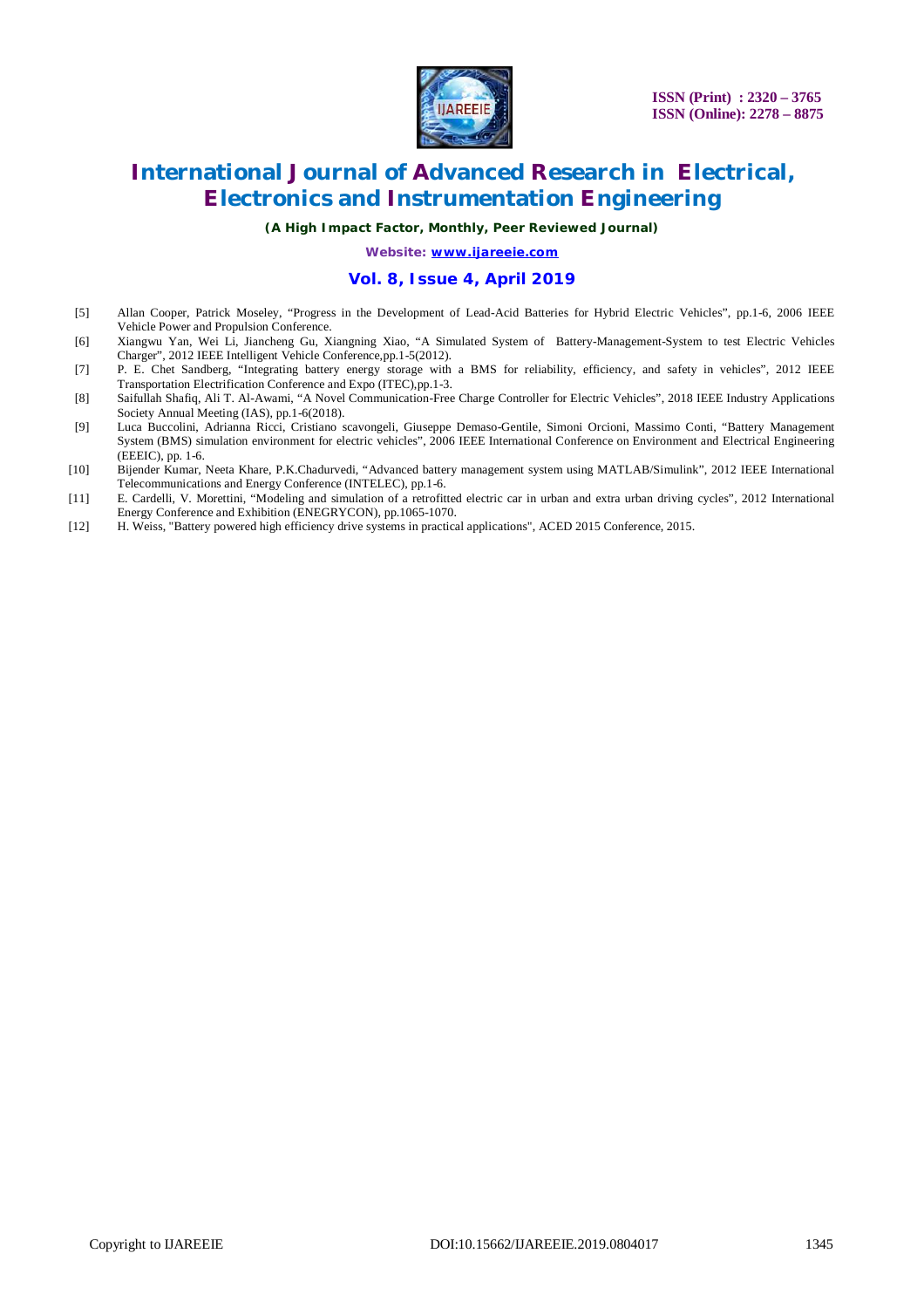[5] Allan Cooper, Patrick Moseley, "Progress in the Development of Lead-Acid Batteries for Hybrid Electric Vehicles", pp.1-6, 2006 IEEE Vehicle Power and Propulsion Conference.

[6] Xiangwu Yan, Wei Li, Jiancheng Gu, Xiangning Xiao, "A Simulated System of Battery-Management-System to test Electric Vehicles Charger", 2012 IEEE Intelligent Vehicle Conference,pp.1-5(2012).

[7] P. E. Chet Sandberg, "Integrating battery energy storage with a BMS for reliability, efficiency, and safety in vehicles", 2012 IEEE Transportation Electrification Conference and Expo (ITEC),pp.1-3.

[8] Saifullah Shafiq, Ali T. Al-Awami, "A Novel Communication-Free Charge Controller for Electric Vehicles", 2018 IEEE Industry Applications Society Annual Meeting (IAS), pp.1-6(2018).

[9] Luca Buccolini, Adrianna Ricci, Cristiano scavongeli, Giuseppe Demaso-Gentile, Simoni Orcioni, Massimo Conti, "Battery Management System (BMS) simulation environment for electric vehicles", 2006 IEEE International Conference on Environment and Electrical Engineering (EEEIC), pp. 1-6.

[10] Bijender Kumar, Neeta Khare, P.K.Chadurvedi, "Advanced battery management system using MATLAB/Simulink", 2012 IEEE International Telecommunications and Energy Conference (INTELEC), pp.1-6.

[11] E. Cardelli, V. Morettini, "Modeling and simulation of a retrofitted electric car in urban and extra urban driving cycles", 2012 International Energy Conference and Exhibition (ENEGRYCON), pp.1065-1070.

[12] H. Weiss, "Battery powered high efficiency drive systems in practical applications", ACED 2015 Conference, 2015.